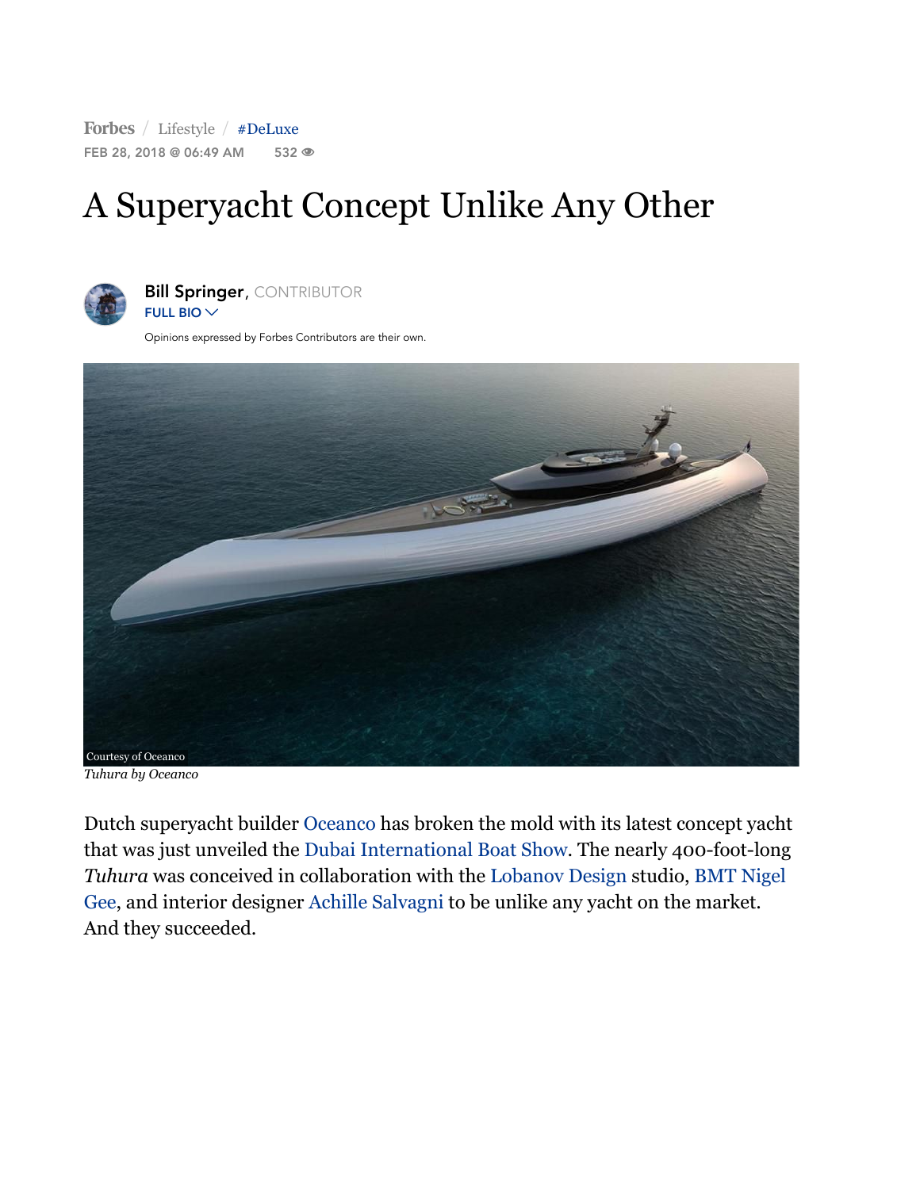Forbes / Lifestyle / #DeLuxe

FEB 28, 2018 @ 06:49 AM 532

# A Superyacht Concept Unlike Any Other

**Bill Springer**, CONTRIBUTOR

FULL BIO

Opinions expressed by Forbes Contributors are their own.

Courtesy of Oceanco

*Tuhura by Oceanco*

Dutch superyacht builder Oceanco has broken the mold with its latest concept yacht that was just unveiled the Dubai International Boat Show. The nearly 400-foot-long *Tuhura* was conceived in collaboration with the Lobanov Design studio, BMT Nigel Gee, and interior designer Achille Salvagni to be unlike any yacht on the market. And they succeeded.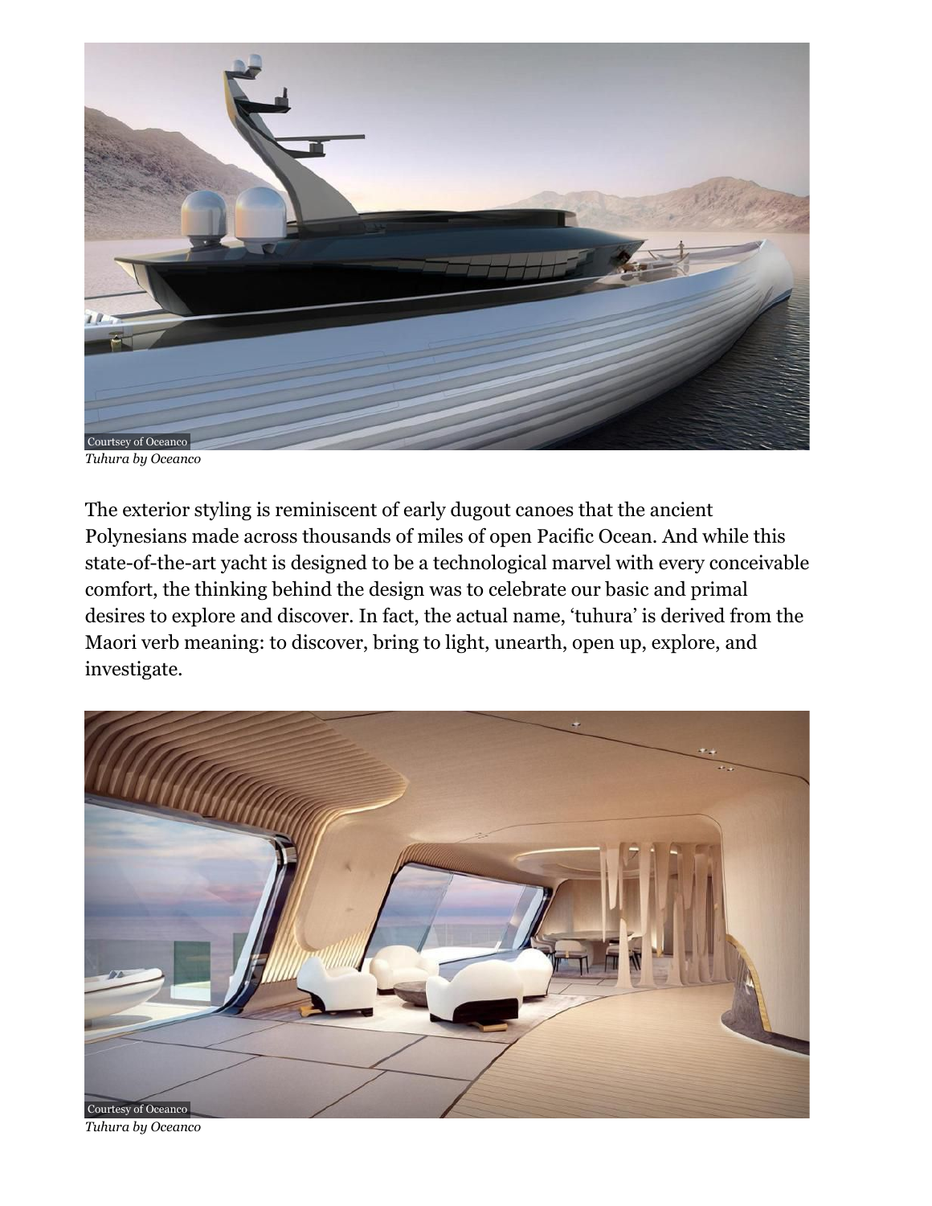Courtsey of Oceanco

*Tuhura by Oceanco*

The exterior styling is reminiscent of early dugout canoes that the ancient Polynesians made across thousands of miles of open Pacific Ocean. And while this state-of-the-art yacht is designed to be a technological marvel with every conceivable comfort, the thinking behind the design was to celebrate our basic and primal desires to explore and discover. In fact, the actual name, 'tuhura' is derived from the Maori verb meaning: to discover, bring to light, unearth, open up, explore, and investigate.

Courtsey of Oceanco

*Tuhura by Oceanco*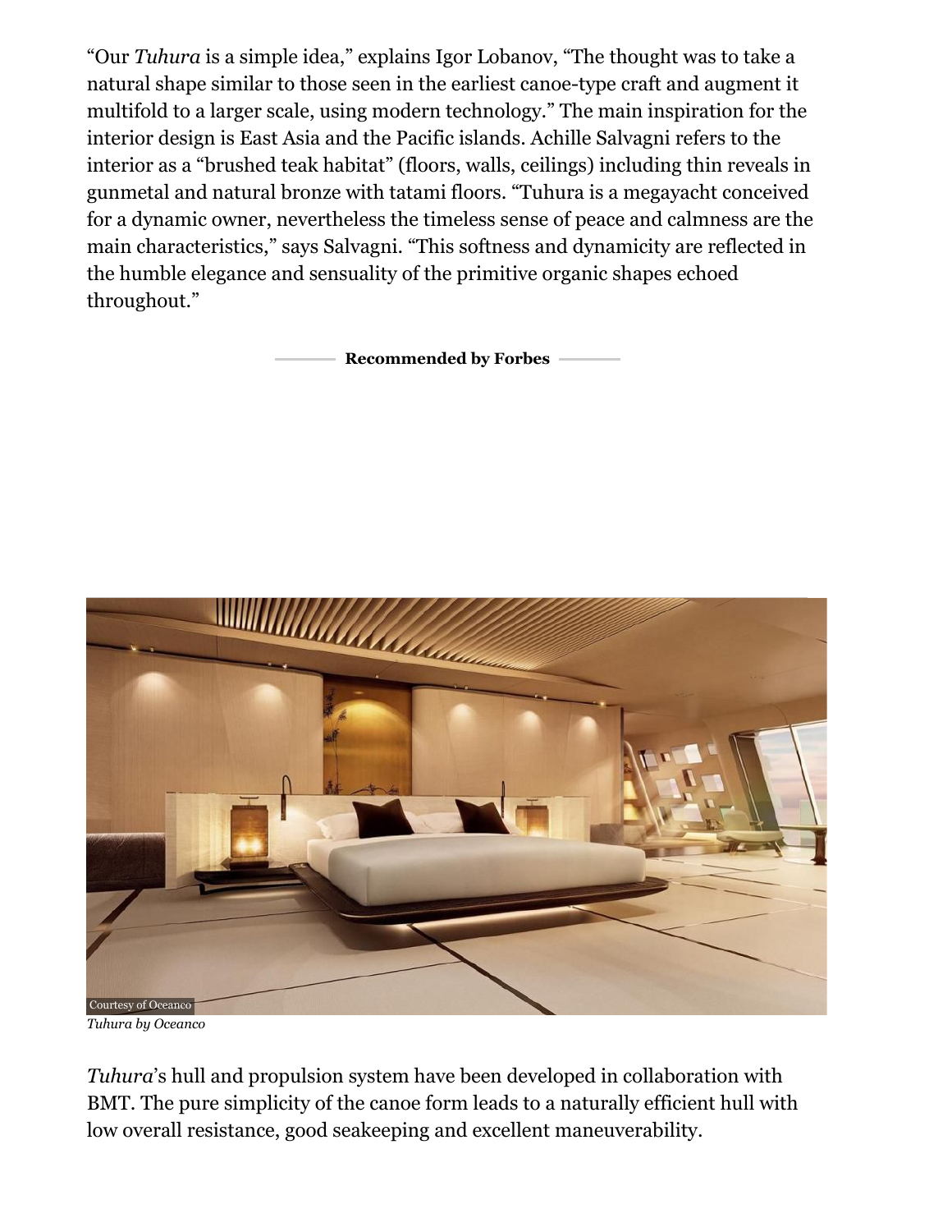"Our *Tuhura* is a simple idea," explains Igor Lobanov, "The thought was to take a natural shape similar to those seen in the earliest canoe-type craft and augment it multifold to a larger scale, using modern technology." The main inspiration for the interior design is East Asia and the Pacific islands. Achille Salvagni refers to the interior as a "brushed teak habitat" (floors, walls, ceilings) including thin reveals in gunmetal and natural bronze with tatami floors. "Tuhura is a megayacht conceived for a dynamic owner, nevertheless the timeless sense of peace and calmness are the main characteristics," says Salvagni. "This softness and dynamicity are reflected in the humble elegance and sensuality of the primitive organic shapes echoed throughout."

**Recommended by Forbes**

Courtesy of Oceanco

*Tuhura by Oceanco*

*Tuhura*'s hull and propulsion system have been developed in collaboration with BMT. The pure simplicity of the canoe form leads to a naturally efficient hull with low overall resistance, good seakeeping and excellent maneuverability.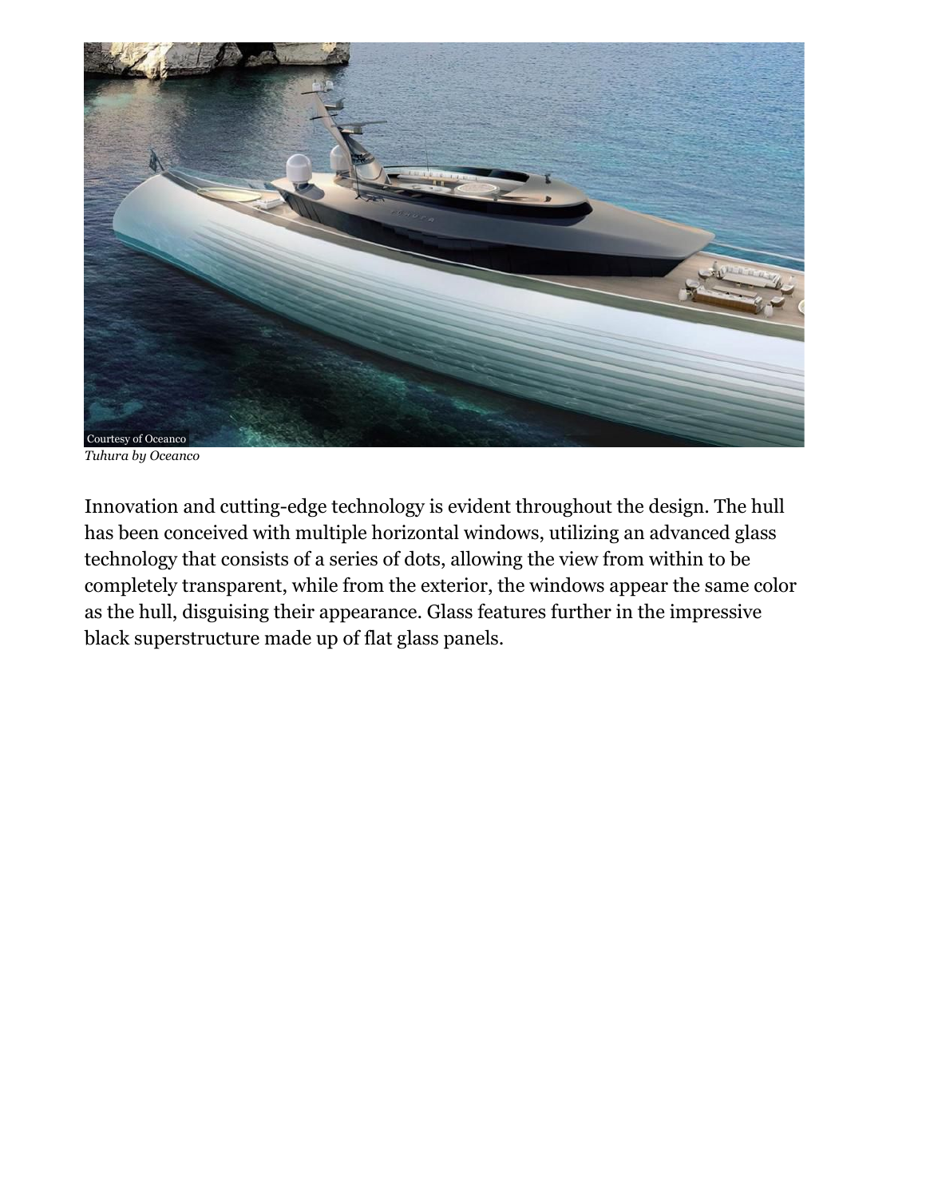Courtesy of Oceanco

*Tuhura by Oceanco*

Innovation and cutting-edge technology is evident throughout the design. The hull has been conceived with multiple horizontal windows, utilizing an advanced glass technology that consists of a series of dots, allowing the view from within to be completely transparent, while from the exterior, the windows appear the same color as the hull, disguising their appearance. Glass features further in the impressive black superstructure made up of flat glass panels.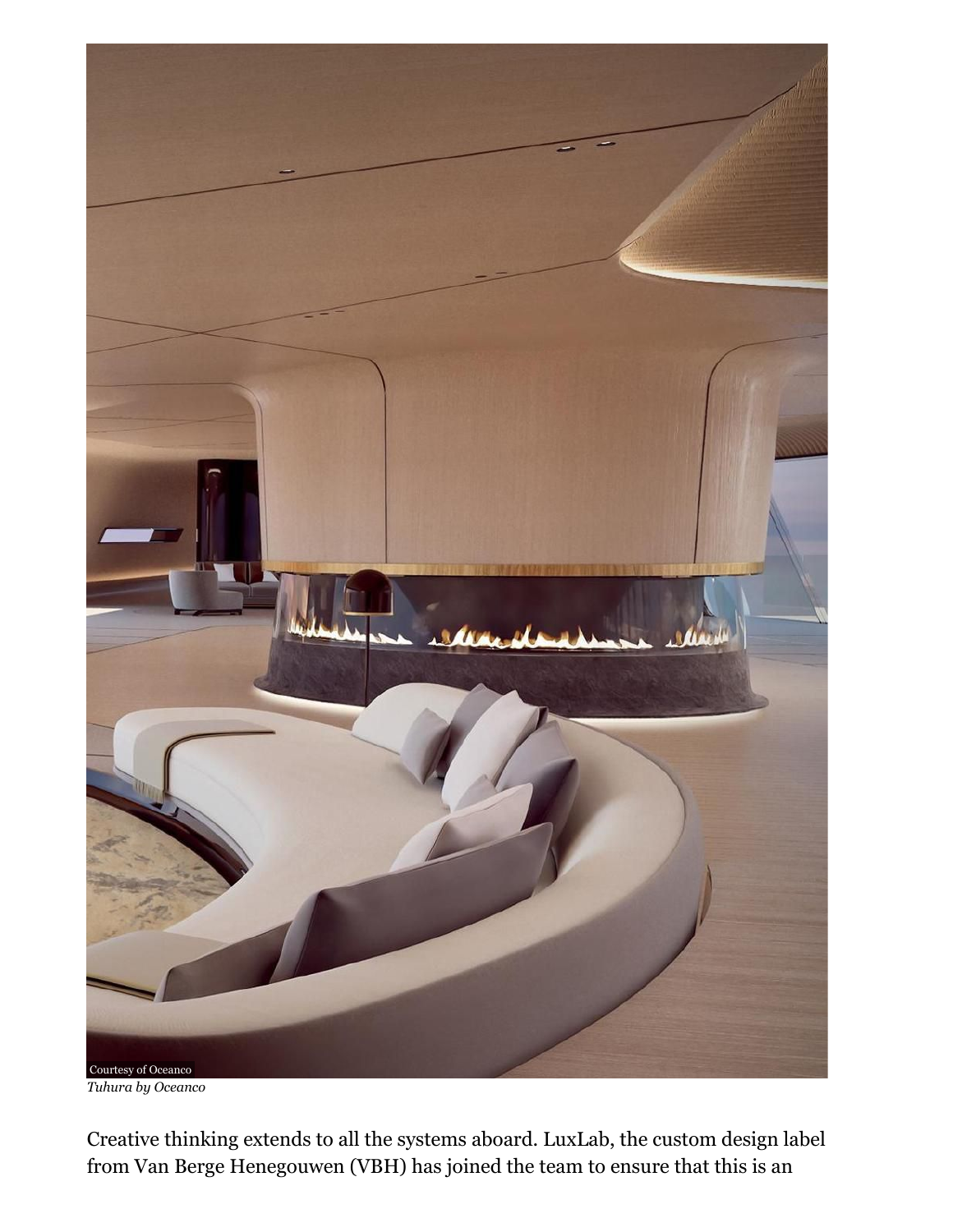Courtesy of Oceanco

*Tuhura by Oceanco*

Creative thinking extends to all the systems aboard. LuxLab, the custom design label from Van Berge Henegouwen (VBH) has joined the team to ensure that this is an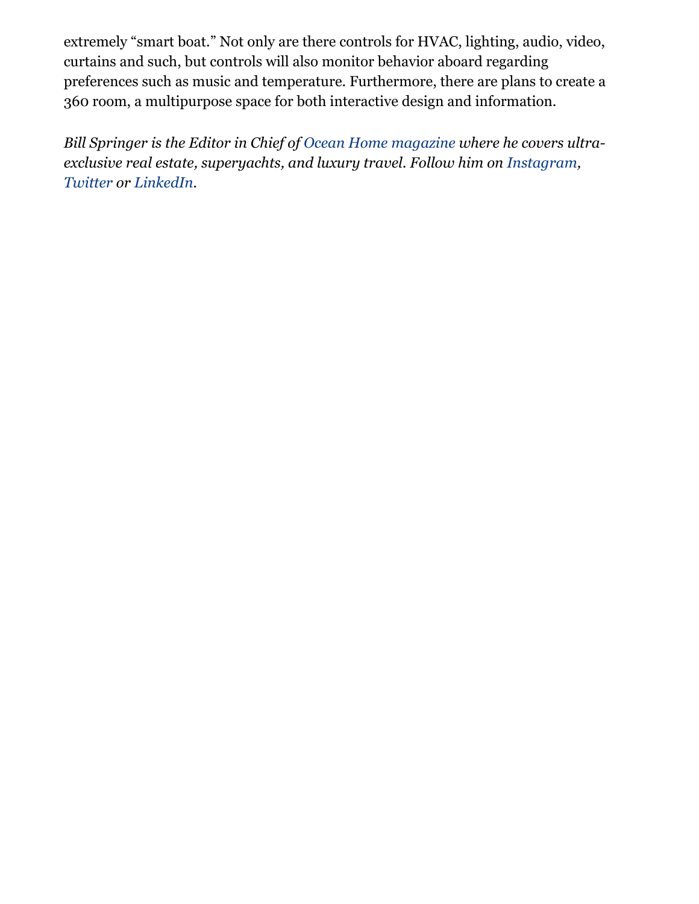extremely "smart boat." Not only are there controls for HVAC, lighting, audio, video, curtains and such, but controls will also monitor behavior aboard regarding preferences such as music and temperature. Furthermore, there are plans to create a 360 room, a multipurpose space for both interactive design and information.

*Bill Springer is the Editor in Chief of Ocean Home magazine where he covers ultra-exclusive real estate, superyachts, and luxury travel. Follow him on Instagram, Twitter or LinkedIn.*